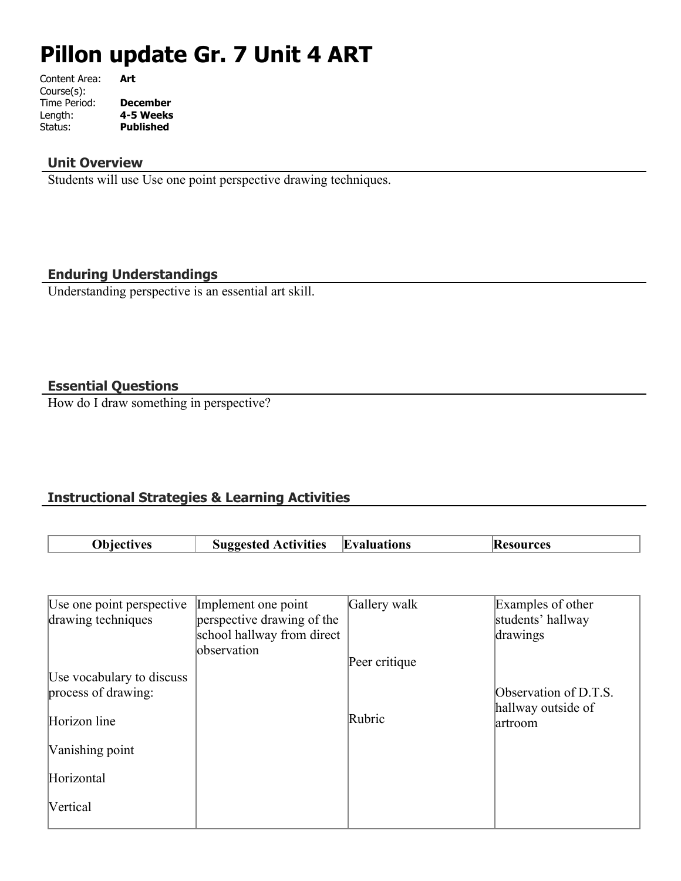# Pillon update Gr. 7 Unit 4 ART

Content Area: **Art**
Course(s):
Time Period: **December**
Length: **4-5 Weeks**
Status: **Published**

## Unit Overview

Students will use Use one point perspective drawing techniques.

## Enduring Understandings

Understanding perspective is an essential art skill.

## Essential Questions

How do I draw something in perspective?

## Instructional Strategies & Learning Activities

| Objectives | Suggested Activities | Evaluations | Resources |
|---|---|---|---|
| Use one point perspective drawing techniques<br><br>Use vocabulary to discuss process of drawing:<br><br>Horizon line<br><br>Vanishing point<br><br>Horizontal<br><br>Vertical | Implement one point perspective drawing of the school hallway from direct observation | Gallery walk<br><br>Peer critique<br><br>Rubric | Examples of other students' hallway drawings<br><br>Observation of D.T.S. hallway outside of artroom |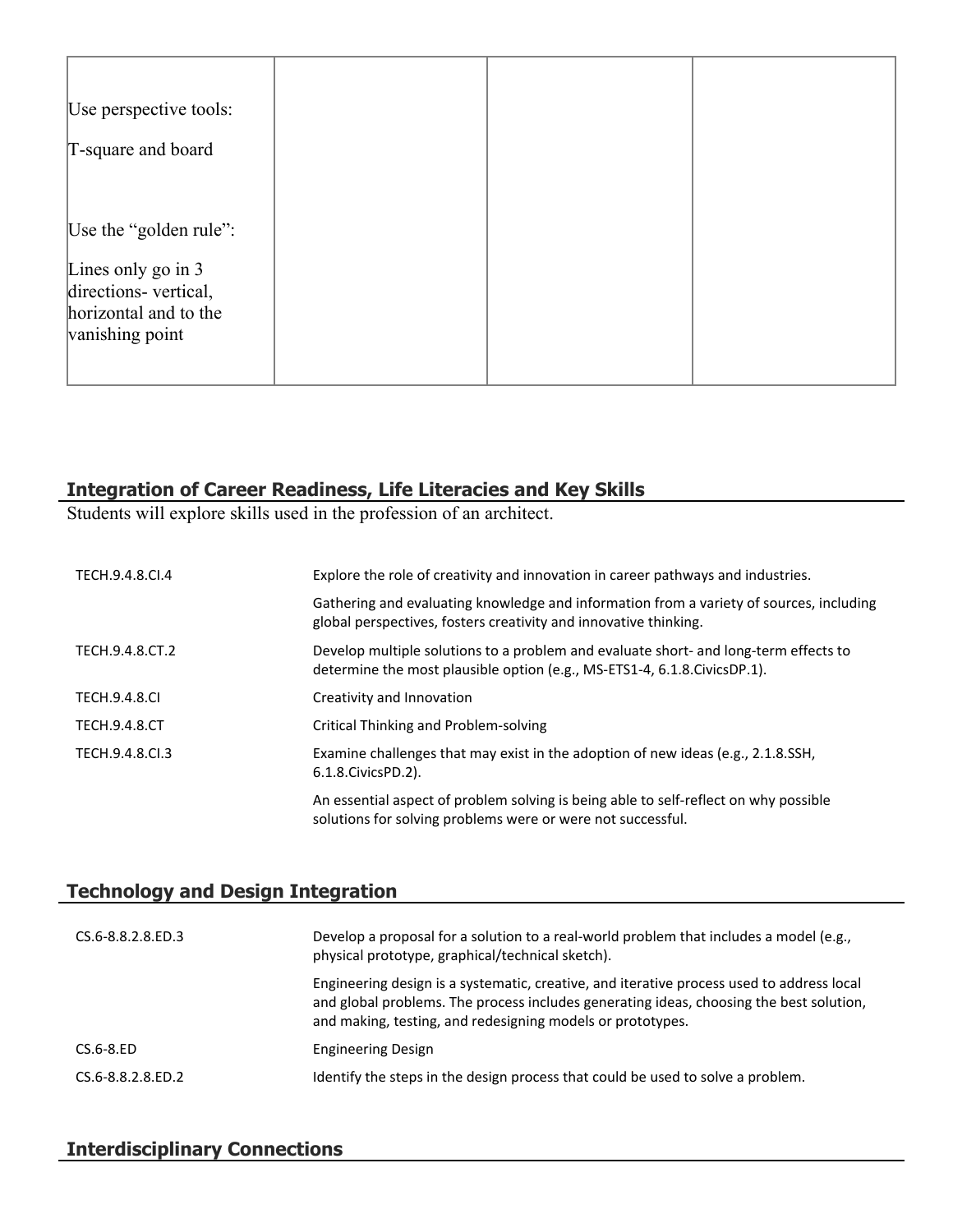| | | | |
|---|---|---|---|
| Use perspective tools:<br><br>T-square and board<br><br><br>Use the "golden rule":<br><br>Lines only go in 3 directions- vertical, horizontal and to the vanishing point | | | |

## Integration of Career Readiness, Life Literacies and Key Skills

Students will explore skills used in the profession of an architect.

| | |
|---|---|
| TECH.9.4.8.CI.4 | Explore the role of creativity and innovation in career pathways and industries. |
| | Gathering and evaluating knowledge and information from a variety of sources, including global perspectives, fosters creativity and innovative thinking. |
| TECH.9.4.8.CT.2 | Develop multiple solutions to a problem and evaluate short- and long-term effects to determine the most plausible option (e.g., MS-ETS1-4, 6.1.8.CivicsDP.1). |
| TECH.9.4.8.CI | Creativity and Innovation |
| TECH.9.4.8.CT | Critical Thinking and Problem-solving |
| TECH.9.4.8.CI.3 | Examine challenges that may exist in the adoption of new ideas (e.g., 2.1.8.SSH, 6.1.8.CivicsPD.2). |
| | An essential aspect of problem solving is being able to self-reflect on why possible solutions for solving problems were or were not successful. |

## Technology and Design Integration

| | |
|---|---|
| CS.6-8.8.2.8.ED.3 | Develop a proposal for a solution to a real-world problem that includes a model (e.g., physical prototype, graphical/technical sketch). |
| | Engineering design is a systematic, creative, and iterative process used to address local and global problems. The process includes generating ideas, choosing the best solution, and making, testing, and redesigning models or prototypes. |
| CS.6-8.ED | Engineering Design |
| CS.6-8.8.2.8.ED.2 | Identify the steps in the design process that could be used to solve a problem. |

## Interdisciplinary Connections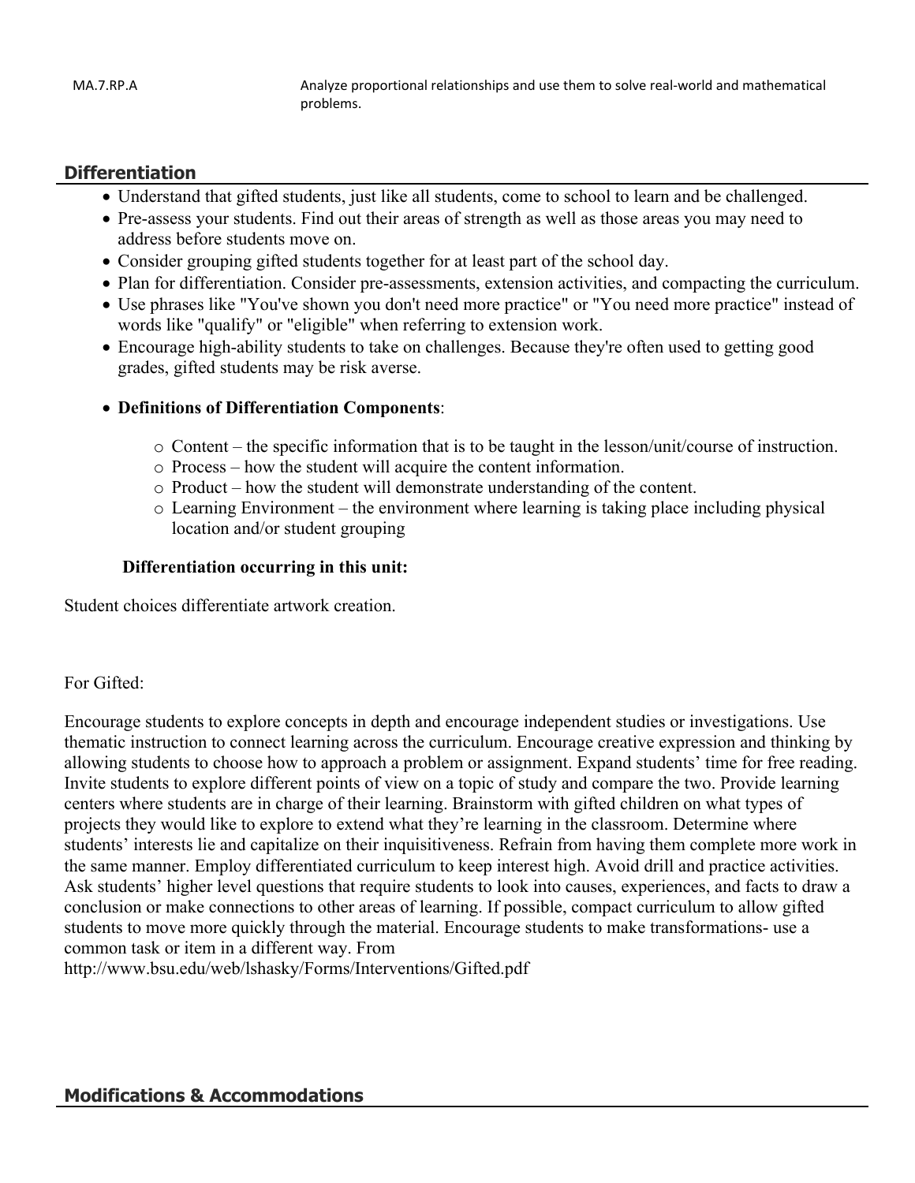| MA.7.RP.A | Analyze proportional relationships and use them to solve real-world and mathematical problems. |
|---|---|

## Differentiation

- Understand that gifted students, just like all students, come to school to learn and be challenged.
- Pre-assess your students. Find out their areas of strength as well as those areas you may need to address before students move on.
- Consider grouping gifted students together for at least part of the school day.
- Plan for differentiation. Consider pre-assessments, extension activities, and compacting the curriculum.
- Use phrases like "You've shown you don't need more practice" or "You need more practice" instead of words like "qualify" or "eligible" when referring to extension work.
- Encourage high-ability students to take on challenges. Because they're often used to getting good grades, gifted students may be risk averse.
- **Definitions of Differentiation Components**:
  - Content – the specific information that is to be taught in the lesson/unit/course of instruction.
  - Process – how the student will acquire the content information.
  - Product – how the student will demonstrate understanding of the content.
  - Learning Environment – the environment where learning is taking place including physical location and/or student grouping

**Differentiation occurring in this unit:**

Student choices differentiate artwork creation.

For Gifted:

Encourage students to explore concepts in depth and encourage independent studies or investigations. Use thematic instruction to connect learning across the curriculum. Encourage creative expression and thinking by allowing students to choose how to approach a problem or assignment. Expand students' time for free reading. Invite students to explore different points of view on a topic of study and compare the two. Provide learning centers where students are in charge of their learning. Brainstorm with gifted children on what types of projects they would like to explore to extend what they're learning in the classroom. Determine where students' interests lie and capitalize on their inquisitiveness. Refrain from having them complete more work in the same manner. Employ differentiated curriculum to keep interest high. Avoid drill and practice activities. Ask students' higher level questions that require students to look into causes, experiences, and facts to draw a conclusion or make connections to other areas of learning. If possible, compact curriculum to allow gifted students to move more quickly through the material. Encourage students to make transformations- use a common task or item in a different way. From http://www.bsu.edu/web/lshasky/Forms/Interventions/Gifted.pdf

## Modifications & Accommodations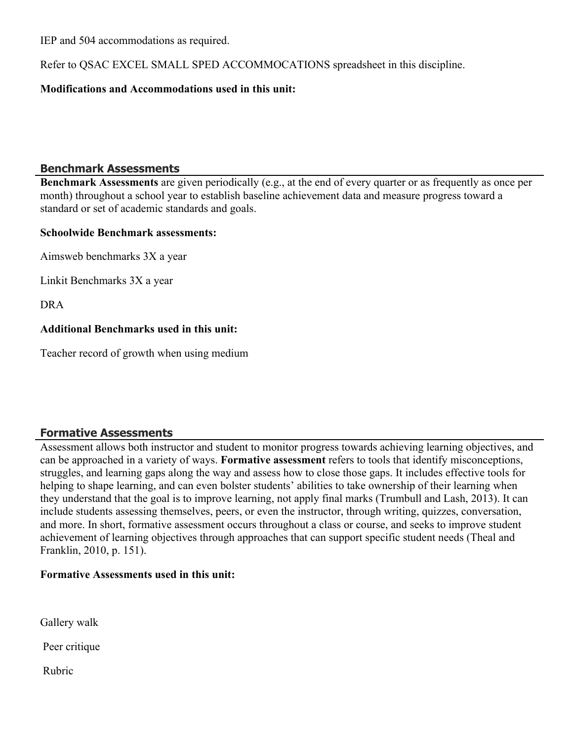IEP and 504 accommodations as required.

Refer to QSAC EXCEL SMALL SPED ACCOMMOCATIONS spreadsheet in this discipline.

**Modifications and Accommodations used in this unit:**

## Benchmark Assessments

**Benchmark Assessments** are given periodically (e.g., at the end of every quarter or as frequently as once per month) throughout a school year to establish baseline achievement data and measure progress toward a standard or set of academic standards and goals.

**Schoolwide Benchmark assessments:**

Aimsweb benchmarks 3X a year

Linkit Benchmarks 3X a year

DRA

**Additional Benchmarks used in this unit:**

Teacher record of growth when using medium

## Formative Assessments

Assessment allows both instructor and student to monitor progress towards achieving learning objectives, and can be approached in a variety of ways. **Formative assessment** refers to tools that identify misconceptions, struggles, and learning gaps along the way and assess how to close those gaps. It includes effective tools for helping to shape learning, and can even bolster students' abilities to take ownership of their learning when they understand that the goal is to improve learning, not apply final marks (Trumbull and Lash, 2013). It can include students assessing themselves, peers, or even the instructor, through writing, quizzes, conversation, and more. In short, formative assessment occurs throughout a class or course, and seeks to improve student achievement of learning objectives through approaches that can support specific student needs (Theal and Franklin, 2010, p. 151).

**Formative Assessments used in this unit:**

Gallery walk

Peer critique

Rubric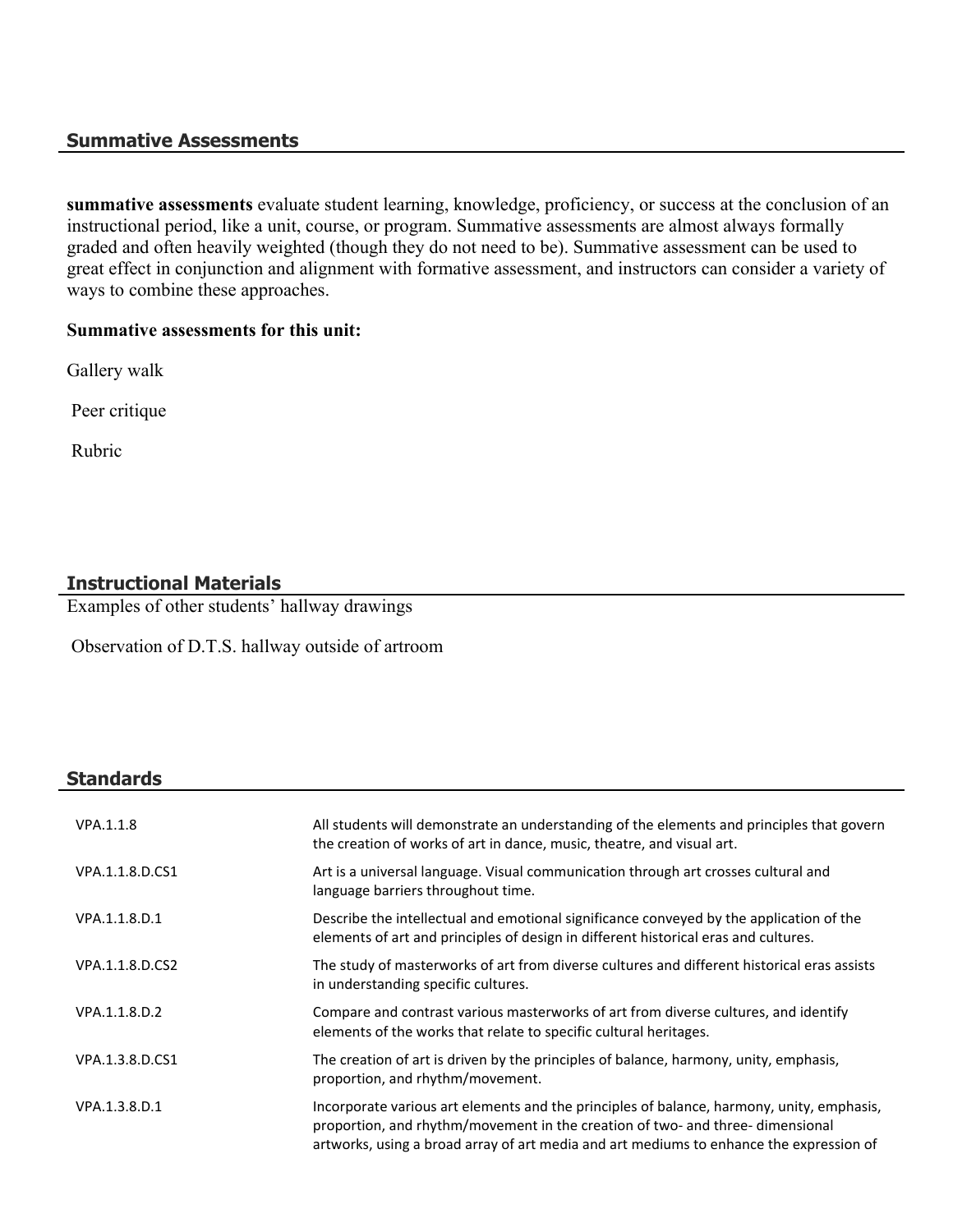## Summative Assessments

**summative assessments** evaluate student learning, knowledge, proficiency, or success at the conclusion of an instructional period, like a unit, course, or program. Summative assessments are almost always formally graded and often heavily weighted (though they do not need to be). Summative assessment can be used to great effect in conjunction and alignment with formative assessment, and instructors can consider a variety of ways to combine these approaches.

**Summative assessments for this unit:**

Gallery walk

Peer critique

Rubric

## Instructional Materials

Examples of other students' hallway drawings

Observation of D.T.S. hallway outside of artroom

## Standards

| | |
|---|---|
| VPA.1.1.8 | All students will demonstrate an understanding of the elements and principles that govern the creation of works of art in dance, music, theatre, and visual art. |
| VPA.1.1.8.D.CS1 | Art is a universal language. Visual communication through art crosses cultural and language barriers throughout time. |
| VPA.1.1.8.D.1 | Describe the intellectual and emotional significance conveyed by the application of the elements of art and principles of design in different historical eras and cultures. |
| VPA.1.1.8.D.CS2 | The study of masterworks of art from diverse cultures and different historical eras assists in understanding specific cultures. |
| VPA.1.1.8.D.2 | Compare and contrast various masterworks of art from diverse cultures, and identify elements of the works that relate to specific cultural heritages. |
| VPA.1.3.8.D.CS1 | The creation of art is driven by the principles of balance, harmony, unity, emphasis, proportion, and rhythm/movement. |
| VPA.1.3.8.D.1 | Incorporate various art elements and the principles of balance, harmony, unity, emphasis, proportion, and rhythm/movement in the creation of two- and three- dimensional artworks, using a broad array of art media and art mediums to enhance the expression of |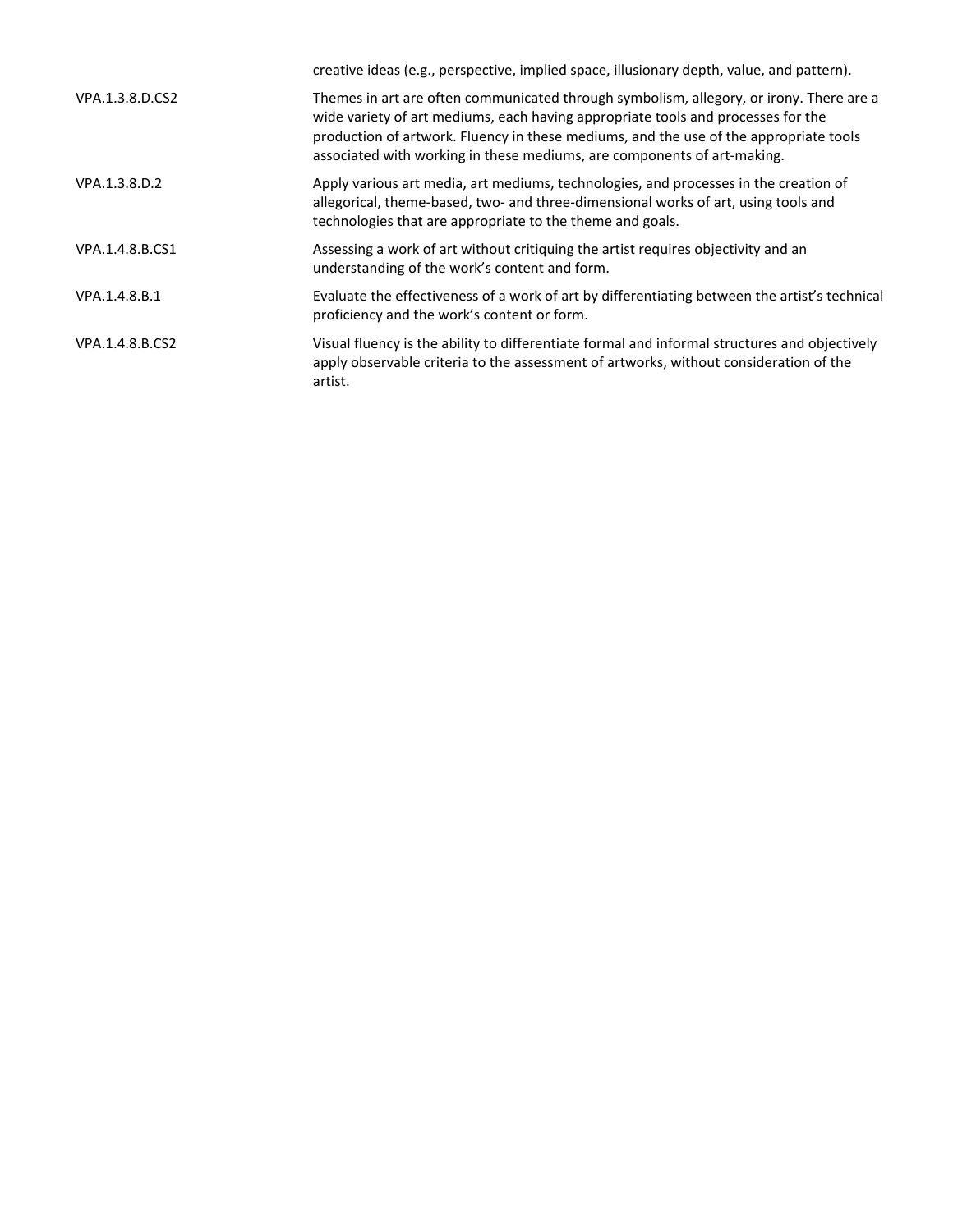| | |
|---|---|
| | creative ideas (e.g., perspective, implied space, illusionary depth, value, and pattern). |
| VPA.1.3.8.D.CS2 | Themes in art are often communicated through symbolism, allegory, or irony. There are a wide variety of art mediums, each having appropriate tools and processes for the production of artwork. Fluency in these mediums, and the use of the appropriate tools associated with working in these mediums, are components of art-making. |
| VPA.1.3.8.D.2 | Apply various art media, art mediums, technologies, and processes in the creation of allegorical, theme-based, two- and three-dimensional works of art, using tools and technologies that are appropriate to the theme and goals. |
| VPA.1.4.8.B.CS1 | Assessing a work of art without critiquing the artist requires objectivity and an understanding of the work's content and form. |
| VPA.1.4.8.B.1 | Evaluate the effectiveness of a work of art by differentiating between the artist's technical proficiency and the work's content or form. |
| VPA.1.4.8.B.CS2 | Visual fluency is the ability to differentiate formal and informal structures and objectively apply observable criteria to the assessment of artworks, without consideration of the artist. |